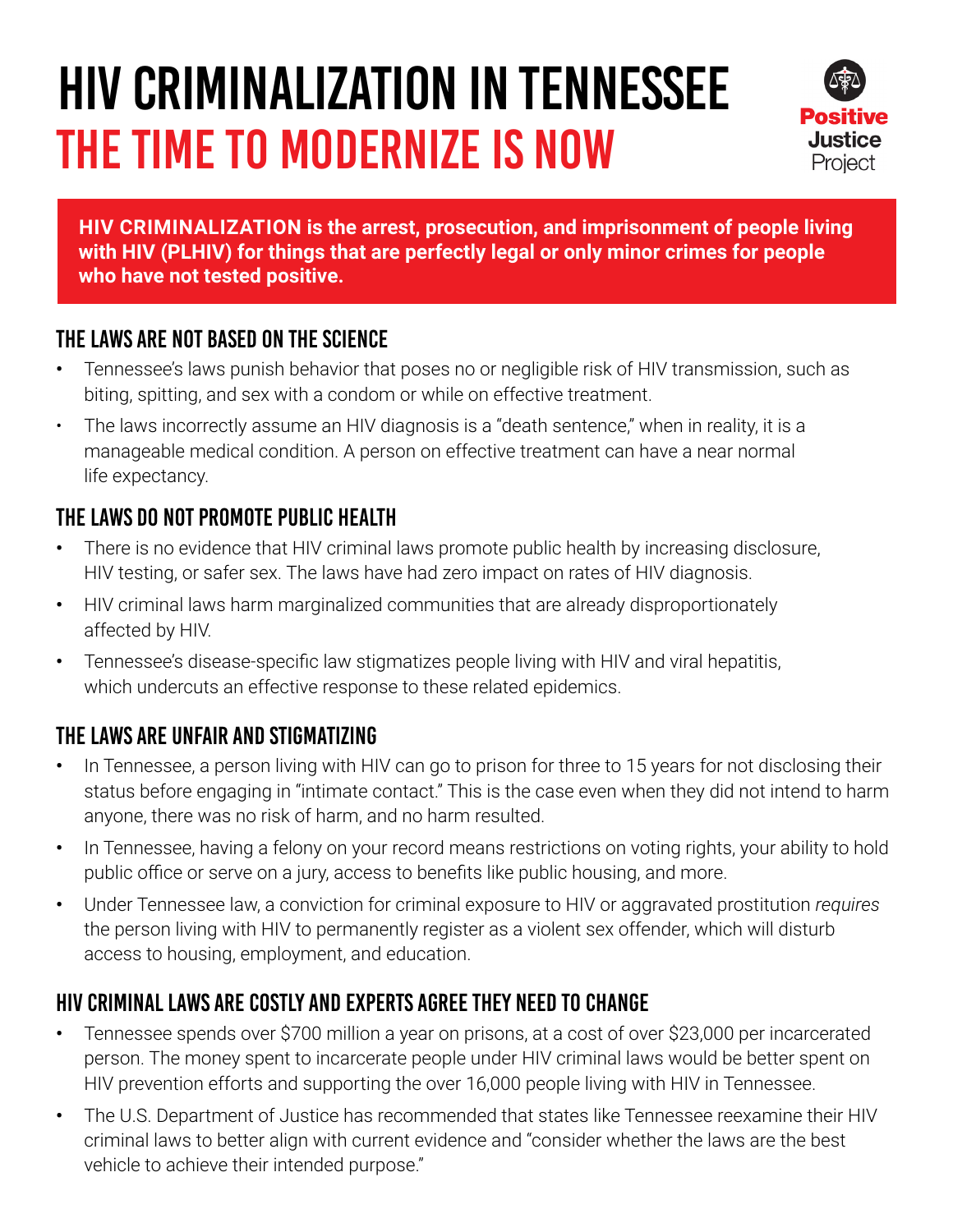# HIV CRIMINALIZATION IN TENNESSEE

## THE TIME TO MODERNIZE IS NOW

Positive Justice Project

**HIV CRIMINALIZATION is the arrest, prosecution, and imprisonment of people living with HIV (PLHIV) for things that are perfectly legal or only minor crimes for people who have not tested positive.**

### THE LAWS ARE NOT BASED ON THE SCIENCE

- Tennessee's laws punish behavior that poses no or negligible risk of HIV transmission, such as biting, spitting, and sex with a condom or while on effective treatment.
- The laws incorrectly assume an HIV diagnosis is a "death sentence," when in reality, it is a manageable medical condition. A person on effective treatment can have a near normal life expectancy.

### THE LAWS DO NOT PROMOTE PUBLIC HEALTH

- There is no evidence that HIV criminal laws promote public health by increasing disclosure, HIV testing, or safer sex. The laws have had zero impact on rates of HIV diagnosis.
- HIV criminal laws harm marginalized communities that are already disproportionately affected by HIV.
- Tennessee's disease-specific law stigmatizes people living with HIV and viral hepatitis, which undercuts an effective response to these related epidemics.

### THE LAWS ARE UNFAIR AND STIGMATIZING

- In Tennessee, a person living with HIV can go to prison for three to 15 years for not disclosing their status before engaging in "intimate contact." This is the case even when they did not intend to harm anyone, there was no risk of harm, and no harm resulted.
- In Tennessee, having a felony on your record means restrictions on voting rights, your ability to hold public office or serve on a jury, access to benefits like public housing, and more.
- Under Tennessee law, a conviction for criminal exposure to HIV or aggravated prostitution *requires* the person living with HIV to permanently register as a violent sex offender, which will disturb access to housing, employment, and education.

### HIV CRIMINAL LAWS ARE COSTLY AND EXPERTS AGREE THEY NEED TO CHANGE

- Tennessee spends over $700 million a year on prisons, at a cost of over $23,000 per incarcerated person. The money spent to incarcerate people under HIV criminal laws would be better spent on HIV prevention efforts and supporting the over 16,000 people living with HIV in Tennessee.
- The U.S. Department of Justice has recommended that states like Tennessee reexamine their HIV criminal laws to better align with current evidence and "consider whether the laws are the best vehicle to achieve their intended purpose."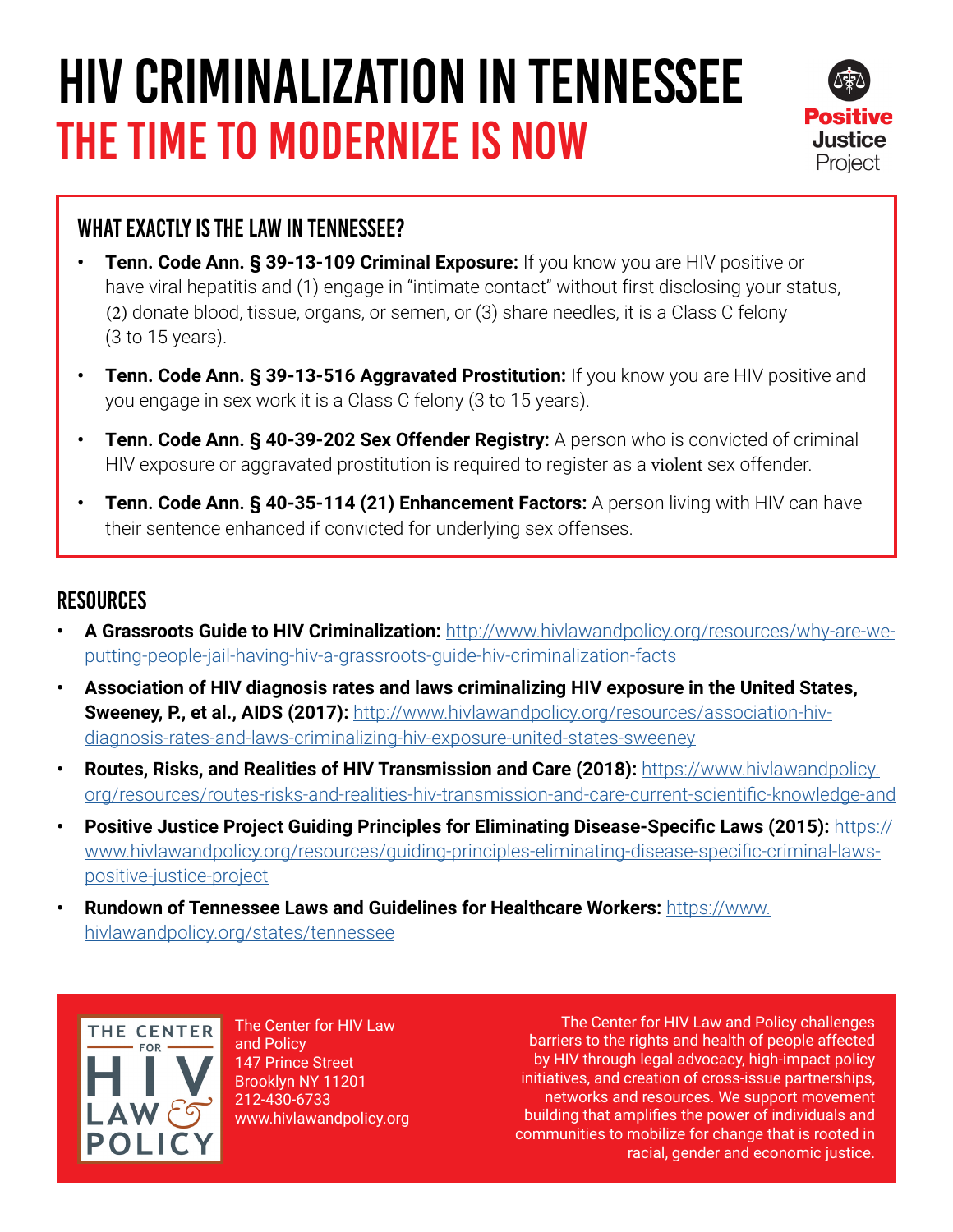# HIV CRIMINALIZATION IN TENNESSEE
## THE TIME TO MODERNIZE IS NOW

Positive Justice Project

### WHAT EXACTLY IS THE LAW IN TENNESSEE?

- **Tenn. Code Ann. § 39-13-109 Criminal Exposure:** If you know you are HIV positive or have viral hepatitis and (1) engage in "intimate contact" without first disclosing your status, (2) donate blood, tissue, organs, or semen, or (3) share needles, it is a Class C felony (3 to 15 years).
- **Tenn. Code Ann. § 39-13-516 Aggravated Prostitution:** If you know you are HIV positive and you engage in sex work it is a Class C felony (3 to 15 years).
- **Tenn. Code Ann. § 40-39-202 Sex Offender Registry:** A person who is convicted of criminal HIV exposure or aggravated prostitution is required to register as a violent sex offender.
- **Tenn. Code Ann. § 40-35-114 (21) Enhancement Factors:** A person living with HIV can have their sentence enhanced if convicted for underlying sex offenses.

### RESOURCES

- **A Grassroots Guide to HIV Criminalization:** http://www.hivlawandpolicy.org/resources/why-are-we-putting-people-jail-having-hiv-a-grassroots-guide-hiv-criminalization-facts
- **Association of HIV diagnosis rates and laws criminalizing HIV exposure in the United States, Sweeney, P., et al., AIDS (2017):** http://www.hivlawandpolicy.org/resources/association-hiv-diagnosis-rates-and-laws-criminalizing-hiv-exposure-united-states-sweeney
- **Routes, Risks, and Realities of HIV Transmission and Care (2018):** https://www.hivlawandpolicy.org/resources/routes-risks-and-realities-hiv-transmission-and-care-current-scientific-knowledge-and
- **Positive Justice Project Guiding Principles for Eliminating Disease-Specific Laws (2015):** https://www.hivlawandpolicy.org/resources/guiding-principles-eliminating-disease-specific-criminal-laws-positive-justice-project
- **Rundown of Tennessee Laws and Guidelines for Healthcare Workers:** https://www.hivlawandpolicy.org/states/tennessee

THE CENTER FOR HIV LAW & POLICY

The Center for HIV Law and Policy
147 Prince Street
Brooklyn NY 11201
212-430-6733
www.hivlawandpolicy.org

The Center for HIV Law and Policy challenges barriers to the rights and health of people affected by HIV through legal advocacy, high-impact policy initiatives, and creation of cross-issue partnerships, networks and resources. We support movement building that amplifies the power of individuals and communities to mobilize for change that is rooted in racial, gender and economic justice.